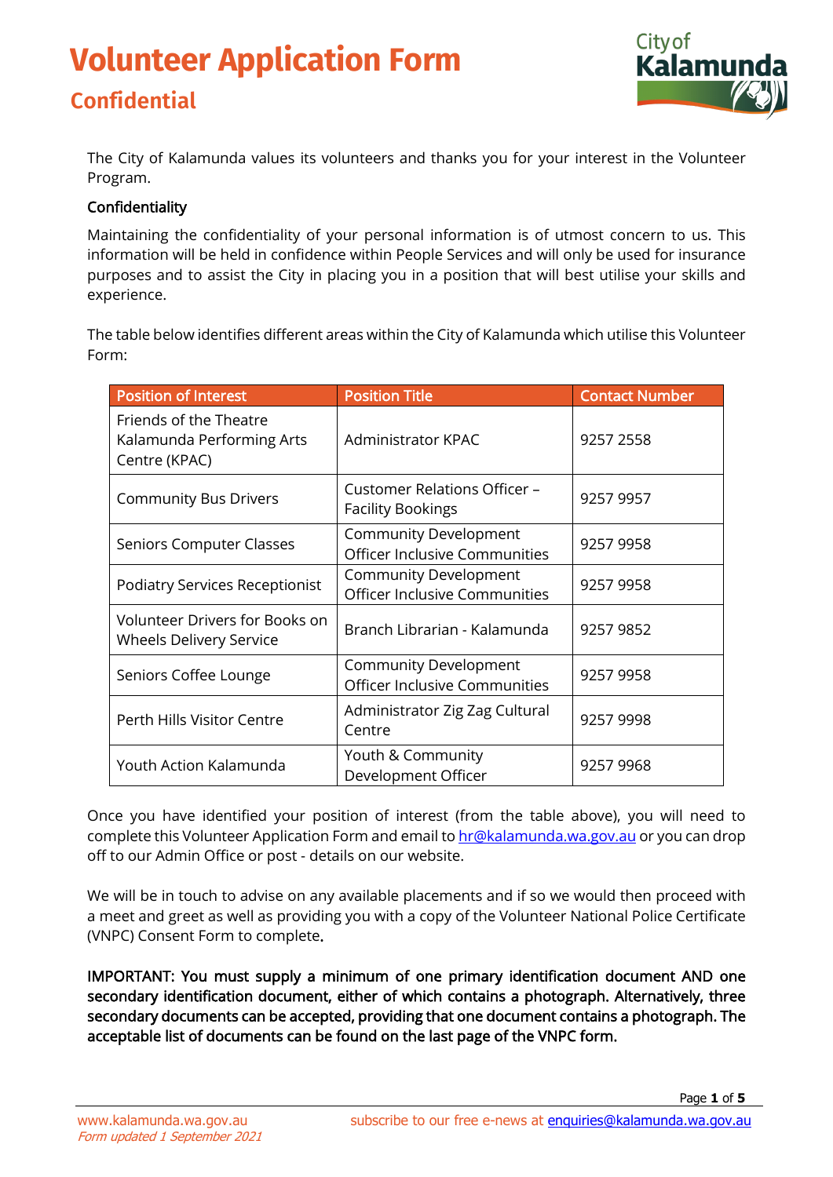# Volunteer Application Form

## Confidential

The City of Kalamunda values its volunteers and thanks you for your interest in the Volunteer Program.

### Confidentiality

Maintaining the confidentiality of your personal information is of utmost concern to us. This information will be held in confidence within People Services and will only be used for insurance purposes and to assist the City in placing you in a position that will best utilise your skills and experience.

The table below identifies different areas within the City of Kalamunda which utilise this Volunteer Form:

| Position of Interest | Position Title | Contact Number |
|---|---|---|
| Friends of the Theatre Kalamunda Performing Arts Centre (KPAC) | Administrator KPAC | 9257 2558 |
| Community Bus Drivers | Customer Relations Officer – Facility Bookings | 9257 9957 |
| Seniors Computer Classes | Community Development Officer Inclusive Communities | 9257 9958 |
| Podiatry Services Receptionist | Community Development Officer Inclusive Communities | 9257 9958 |
| Volunteer Drivers for Books on Wheels Delivery Service | Branch Librarian - Kalamunda | 9257 9852 |
| Seniors Coffee Lounge | Community Development Officer Inclusive Communities | 9257 9958 |
| Perth Hills Visitor Centre | Administrator Zig Zag Cultural Centre | 9257 9998 |
| Youth Action Kalamunda | Youth & Community Development Officer | 9257 9968 |

Once you have identified your position of interest (from the table above), you will need to complete this Volunteer Application Form and email to hr@kalamunda.wa.gov.au or you can drop off to our Admin Office or post - details on our website.

We will be in touch to advise on any available placements and if so we would then proceed with a meet and greet as well as providing you with a copy of the Volunteer National Police Certificate (VNPC) Consent Form to complete.

**IMPORTANT: You must supply a minimum of one primary identification document AND one secondary identification document, either of which contains a photograph. Alternatively, three secondary documents can be accepted, providing that one document contains a photograph. The acceptable list of documents can be found on the last page of the VNPC form.**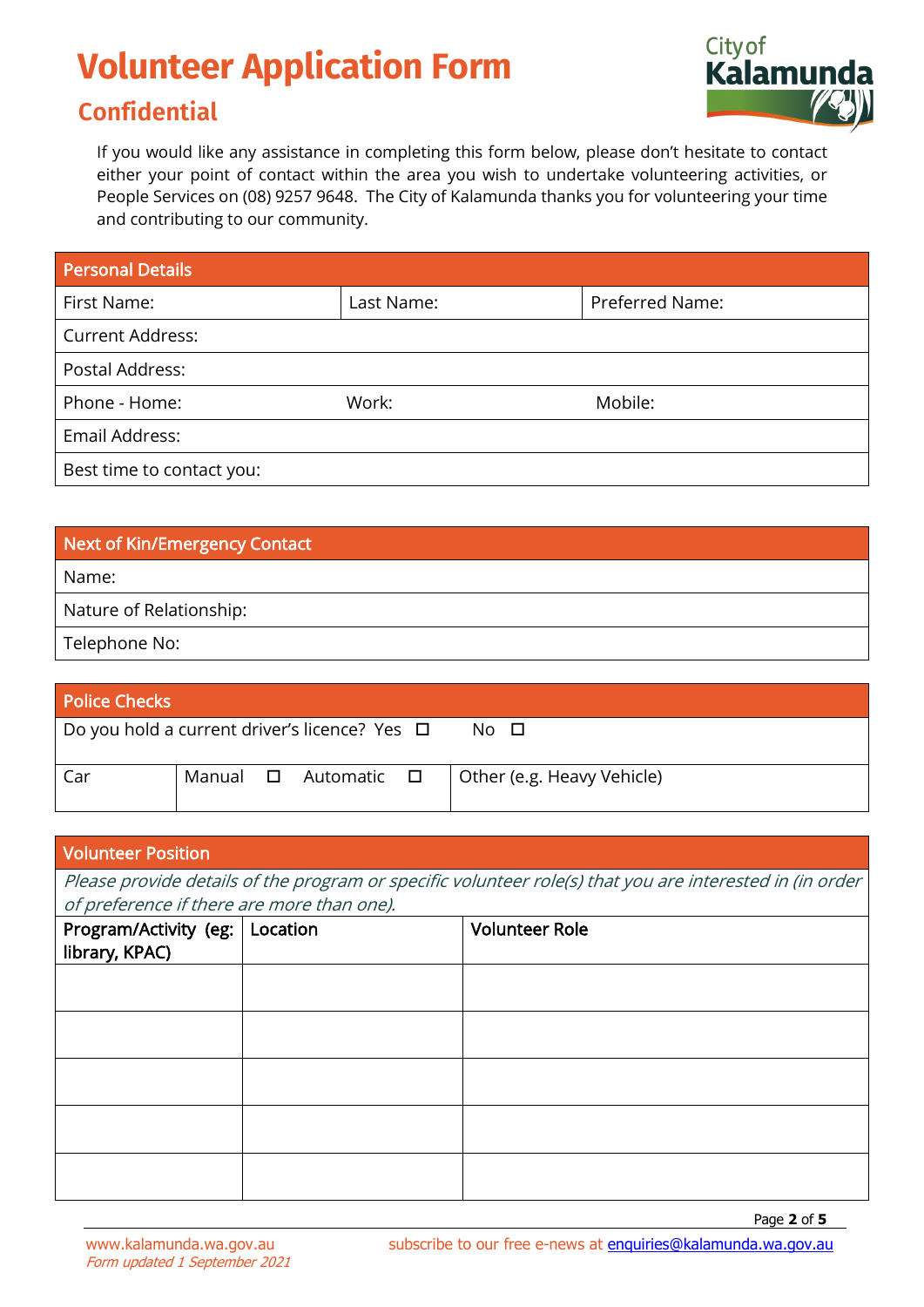# Volunteer Application Form

## Confidential

If you would like any assistance in completing this form below, please don't hesitate to contact either your point of contact within the area you wish to undertake volunteering activities, or People Services on (08) 9257 9648. The City of Kalamunda thanks you for volunteering your time and contributing to our community.

| Personal Details | | |
|---|---|---|
| First Name: | Last Name: | Preferred Name: |
| Current Address: | | |
| Postal Address: | | |
| Phone - Home: | Work: | Mobile: |
| Email Address: | | |
| Best time to contact you: | | |

| Next of Kin/Emergency Contact |
|---|
| Name: |
| Nature of Relationship: |
| Telephone No: |

| Police Checks | | |
|---|---|---|
| Do you hold a current driver's licence? Yes ☐ No ☐ | | |
| Car | Manual ☐ Automatic ☐ | Other (e.g. Heavy Vehicle) |

| Volunteer Position | | |
|---|---|---|
| *Please provide details of the program or specific volunteer role(s) that you are interested in (in order of preference if there are more than one).* | | |
| **Program/Activity (eg: library, KPAC)** | **Location** | **Volunteer Role** |
| | | |
| | | |
| | | |
| | | |
| | | |

www.kalamunda.wa.gov.au
*Form updated 1 September 2021*
subscribe to our free e-news at enquiries@kalamunda.wa.gov.au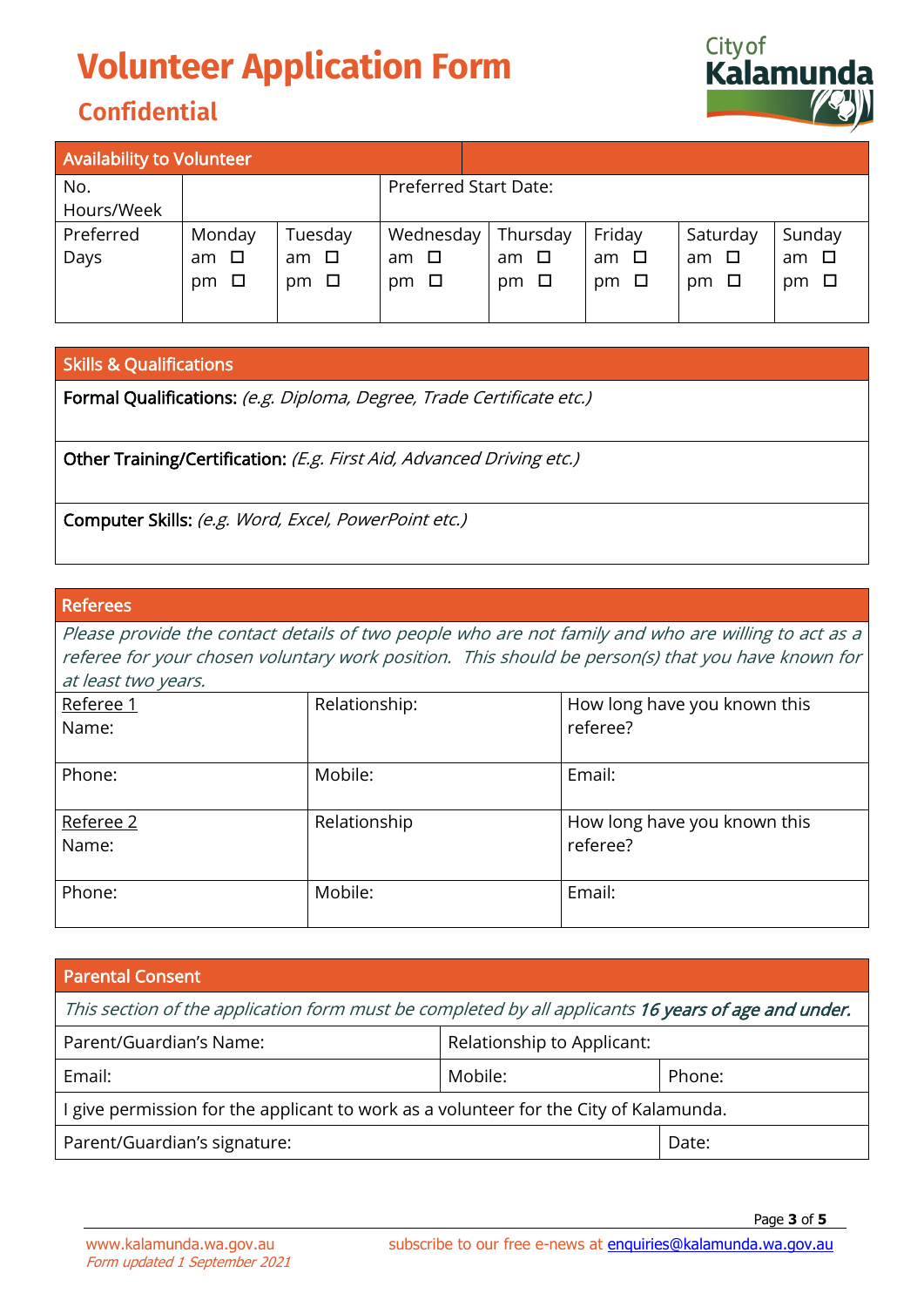# Volunteer Application Form

## Confidential

| Availability to Volunteer | | | | | | | |
|---|---|---|---|---|---|---|---|
| No. Hours/Week | | Preferred Start Date: | | | | | |
| Preferred Days | Monday<br>am ☐<br>pm ☐ | Tuesday<br>am ☐<br>pm ☐ | Wednesday<br>am ☐<br>pm ☐ | Thursday<br>am ☐<br>pm ☐ | Friday<br>am ☐<br>pm ☐ | Saturday<br>am ☐<br>pm ☐ | Sunday<br>am ☐<br>pm ☐ |

| Skills & Qualifications |
|---|
| **Formal Qualifications:** *(e.g. Diploma, Degree, Trade Certificate etc.)* |
| **Other Training/Certification:** *(E.g. First Aid, Advanced Driving etc.)* |
| **Computer Skills:** *(e.g. Word, Excel, PowerPoint etc.)* |

| Referees | | |
|---|---|---|
| *Please provide the contact details of two people who are not family and who are willing to act as a referee for your chosen voluntary work position. This should be person(s) that you have known for at least two years.* | | |
| Referee 1<br>Name: | Relationship: | How long have you known this referee? |
| Phone: | Mobile: | Email: |
| Referee 2<br>Name: | Relationship | How long have you known this referee? |
| Phone: | Mobile: | Email: |

| Parental Consent | | |
|---|---|---|
| *This section of the application form must be completed by all applicants* ***16 years of age and under.*** | | |
| Parent/Guardian's Name: | Relationship to Applicant: | |
| Email: | Mobile: | Phone: |
| I give permission for the applicant to work as a volunteer for the City of Kalamunda. | | |
| Parent/Guardian's signature: | | Date: |

www.kalamunda.wa.gov.au
*Form updated 1 September 2021*

subscribe to our free e-news at enquiries@kalamunda.wa.gov.au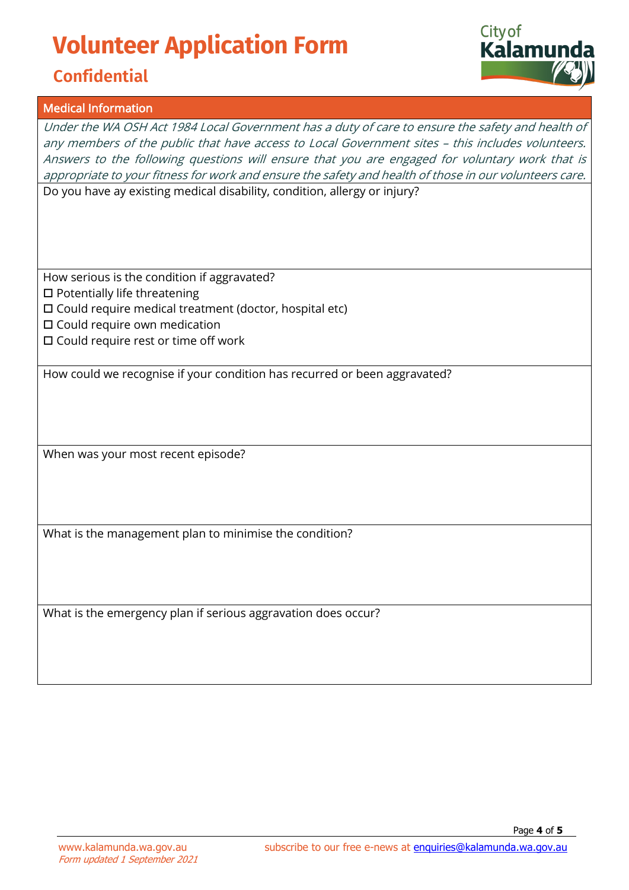# Volunteer Application Form

## Confidential

### Medical Information

*Under the WA OSH Act 1984 Local Government has a duty of care to ensure the safety and health of any members of the public that have access to Local Government sites – this includes volunteers. Answers to the following questions will ensure that you are engaged for voluntary work that is appropriate to your fitness for work and ensure the safety and health of those in our volunteers care.*

Do you have ay existing medical disability, condition, allergy or injury?

How serious is the condition if aggravated?

- ☐ Potentially life threatening
- ☐ Could require medical treatment (doctor, hospital etc)
- ☐ Could require own medication
- ☐ Could require rest or time off work

How could we recognise if your condition has recurred or been aggravated?

When was your most recent episode?

What is the management plan to minimise the condition?

What is the emergency plan if serious aggravation does occur?

www.kalamunda.wa.gov.au

*Form updated 1 September 2021*

subscribe to our free e-news at enquiries@kalamunda.wa.gov.au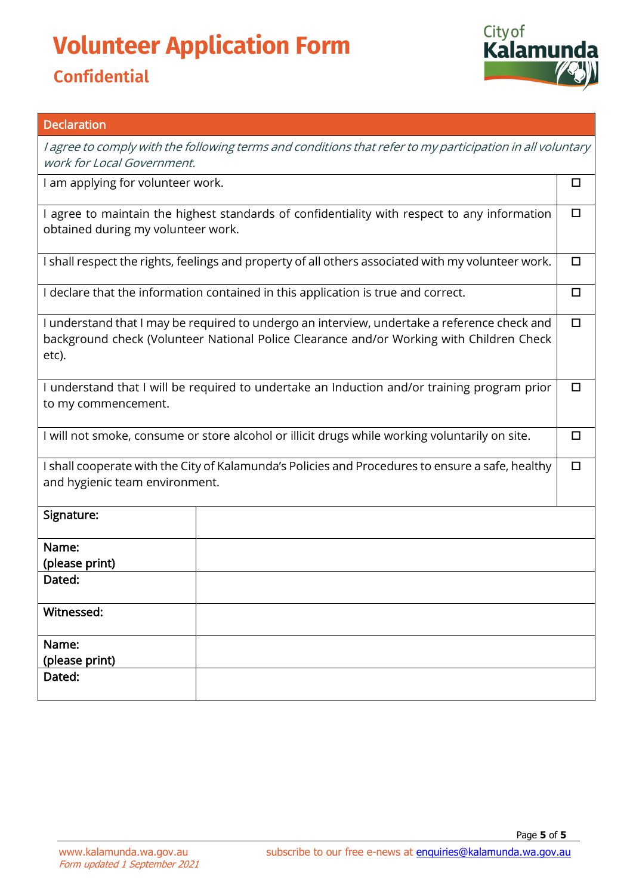# Volunteer Application Form

## Confidential

| Declaration | |
|---|---|
| *I agree to comply with the following terms and conditions that refer to my participation in all voluntary work for Local Government.* | |
| I am applying for volunteer work. | ☐ |
| I agree to maintain the highest standards of confidentiality with respect to any information obtained during my volunteer work. | ☐ |
| I shall respect the rights, feelings and property of all others associated with my volunteer work. | ☐ |
| I declare that the information contained in this application is true and correct. | ☐ |
| I understand that I may be required to undergo an interview, undertake a reference check and background check (Volunteer National Police Clearance and/or Working with Children Check etc). | ☐ |
| I understand that I will be required to undertake an Induction and/or training program prior to my commencement. | ☐ |
| I will not smoke, consume or store alcohol or illicit drugs while working voluntarily on site. | ☐ |
| I shall cooperate with the City of Kalamunda's Policies and Procedures to ensure a safe, healthy and hygienic team environment. | ☐ |

| | |
|---|---|
| **Signature:** | |
| **Name:** (please print) | |
| **Dated:** | |
| **Witnessed:** | |
| **Name:** (please print) | |
| **Dated:** | |

www.kalamunda.wa.gov.au
*Form updated 1 September 2021*

subscribe to our free e-news at enquiries@kalamunda.wa.gov.au